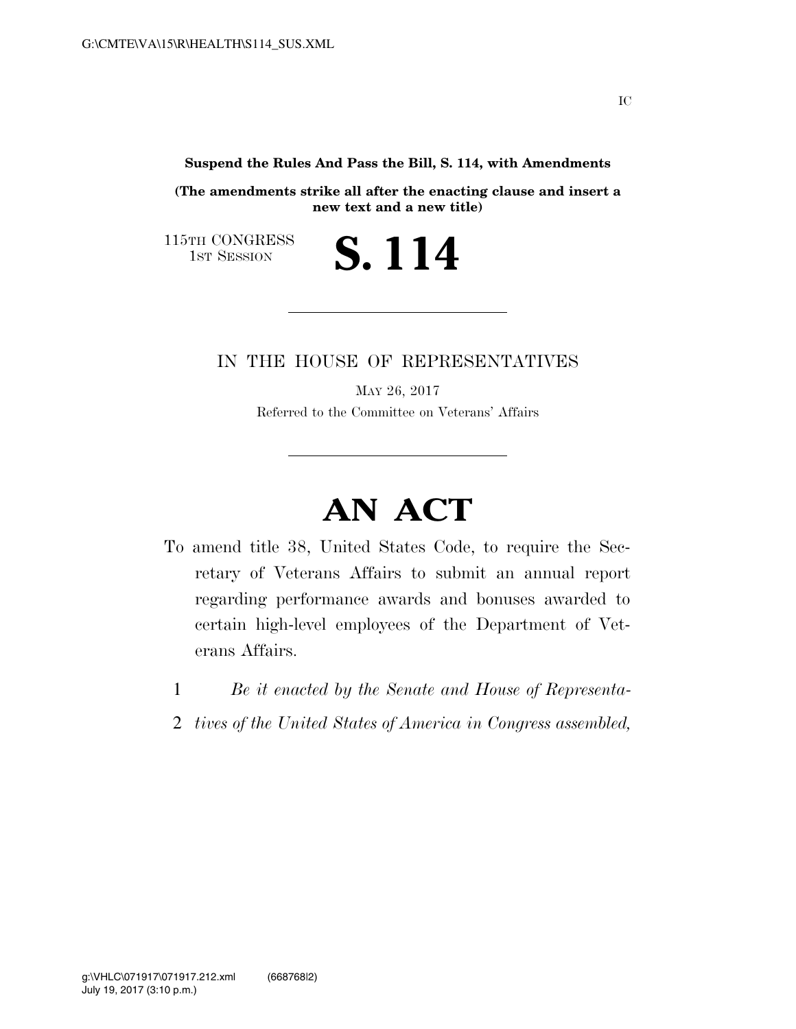**Suspend the Rules And Pass the Bill, S. 114, with Amendments**

**(The amendments strike all after the enacting clause and insert a new text and a new title)**

115TH CONGRESS
1ST SESSION

# S. 114

IN THE HOUSE OF REPRESENTATIVES

MAY 26, 2017

Referred to the Committee on Veterans' Affairs

# AN ACT

To amend title 38, United States Code, to require the Secretary of Veterans Affairs to submit an annual report regarding performance awards and bonuses awarded to certain high-level employees of the Department of Veterans Affairs.

*Be it enacted by the Senate and House of Representatives of the United States of America in Congress assembled,*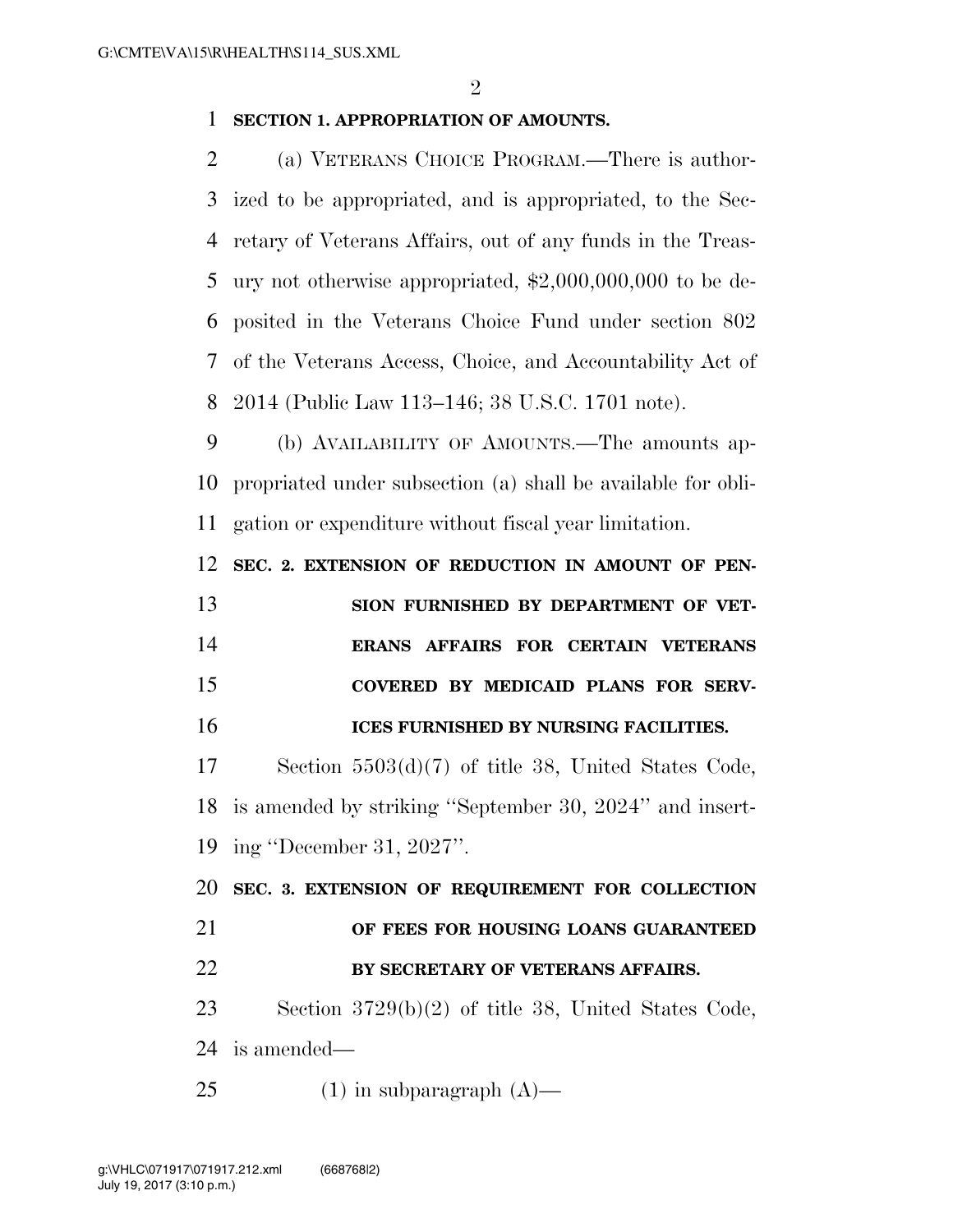**SECTION 1. APPROPRIATION OF AMOUNTS.**

(a) VETERANS CHOICE PROGRAM.—There is authorized to be appropriated, and is appropriated, to the Secretary of Veterans Affairs, out of any funds in the Treasury not otherwise appropriated, $2,000,000,000 to be deposited in the Veterans Choice Fund under section 802 of the Veterans Access, Choice, and Accountability Act of 2014 (Public Law 113–146; 38 U.S.C. 1701 note).

(b) AVAILABILITY OF AMOUNTS.—The amounts appropriated under subsection (a) shall be available for obligation or expenditure without fiscal year limitation.

**SEC. 2. EXTENSION OF REDUCTION IN AMOUNT OF PENSION FURNISHED BY DEPARTMENT OF VETERANS AFFAIRS FOR CERTAIN VETERANS COVERED BY MEDICAID PLANS FOR SERVICES FURNISHED BY NURSING FACILITIES.**

Section 5503(d)(7) of title 38, United States Code, is amended by striking "September 30, 2024" and inserting "December 31, 2027".

**SEC. 3. EXTENSION OF REQUIREMENT FOR COLLECTION OF FEES FOR HOUSING LOANS GUARANTEED BY SECRETARY OF VETERANS AFFAIRS.**

Section 3729(b)(2) of title 38, United States Code, is amended—

(1) in subparagraph (A)—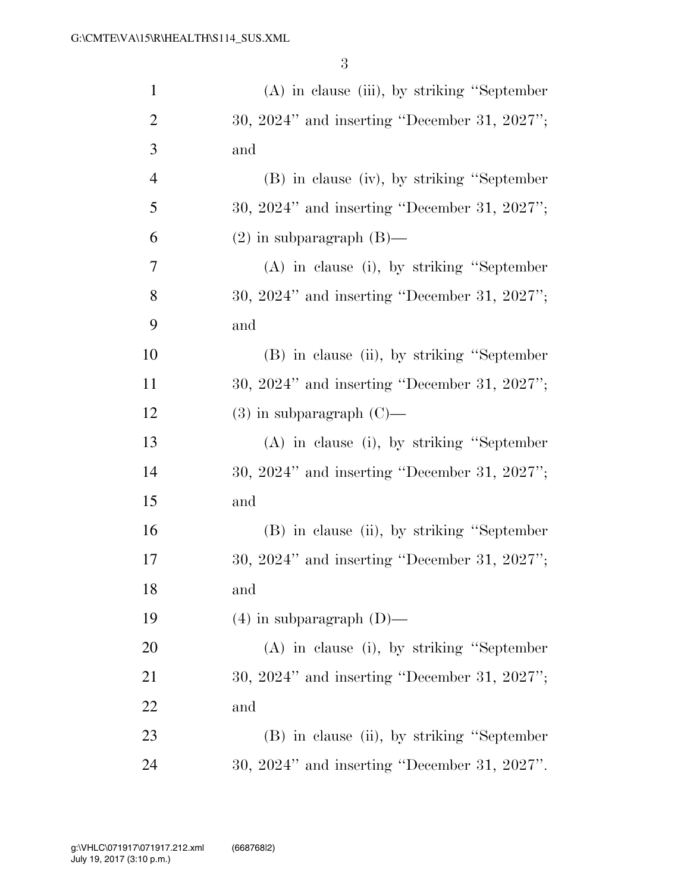(A) in clause (iii), by striking "September 30, 2024" and inserting "December 31, 2027"; and

(B) in clause (iv), by striking "September 30, 2024" and inserting "December 31, 2027";

(2) in subparagraph (B)—

(A) in clause (i), by striking "September 30, 2024" and inserting "December 31, 2027"; and

(B) in clause (ii), by striking "September 30, 2024" and inserting "December 31, 2027";

(3) in subparagraph (C)—

(A) in clause (i), by striking "September 30, 2024" and inserting "December 31, 2027"; and

(B) in clause (ii), by striking "September 30, 2024" and inserting "December 31, 2027"; and

(4) in subparagraph (D)—

(A) in clause (i), by striking "September 30, 2024" and inserting "December 31, 2027"; and

(B) in clause (ii), by striking "September 30, 2024" and inserting "December 31, 2027".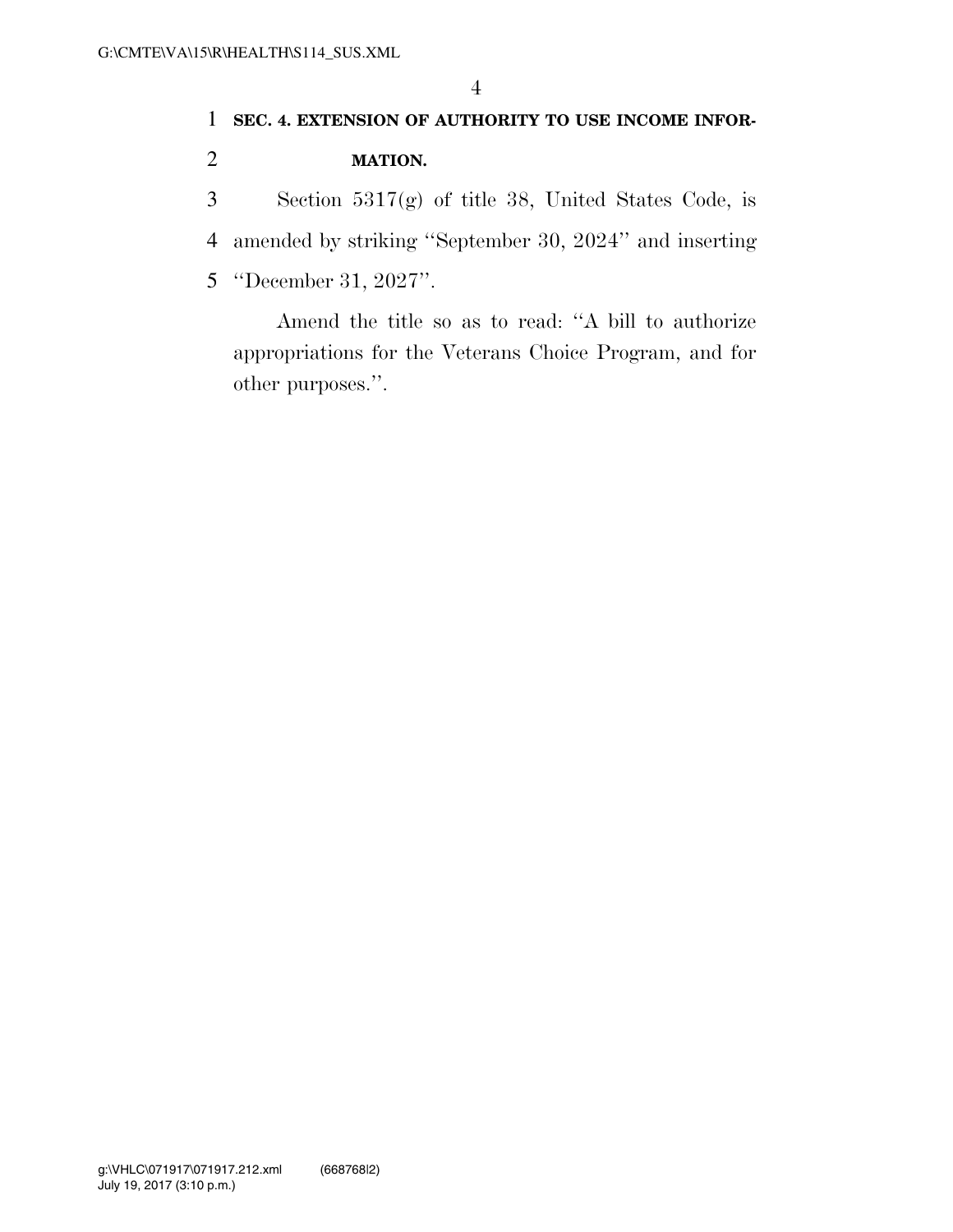**SEC. 4. EXTENSION OF AUTHORITY TO USE INCOME INFORMATION.**

Section 5317(g) of title 38, United States Code, is amended by striking "September 30, 2024" and inserting "December 31, 2027".

Amend the title so as to read: "A bill to authorize appropriations for the Veterans Choice Program, and for other purposes.".